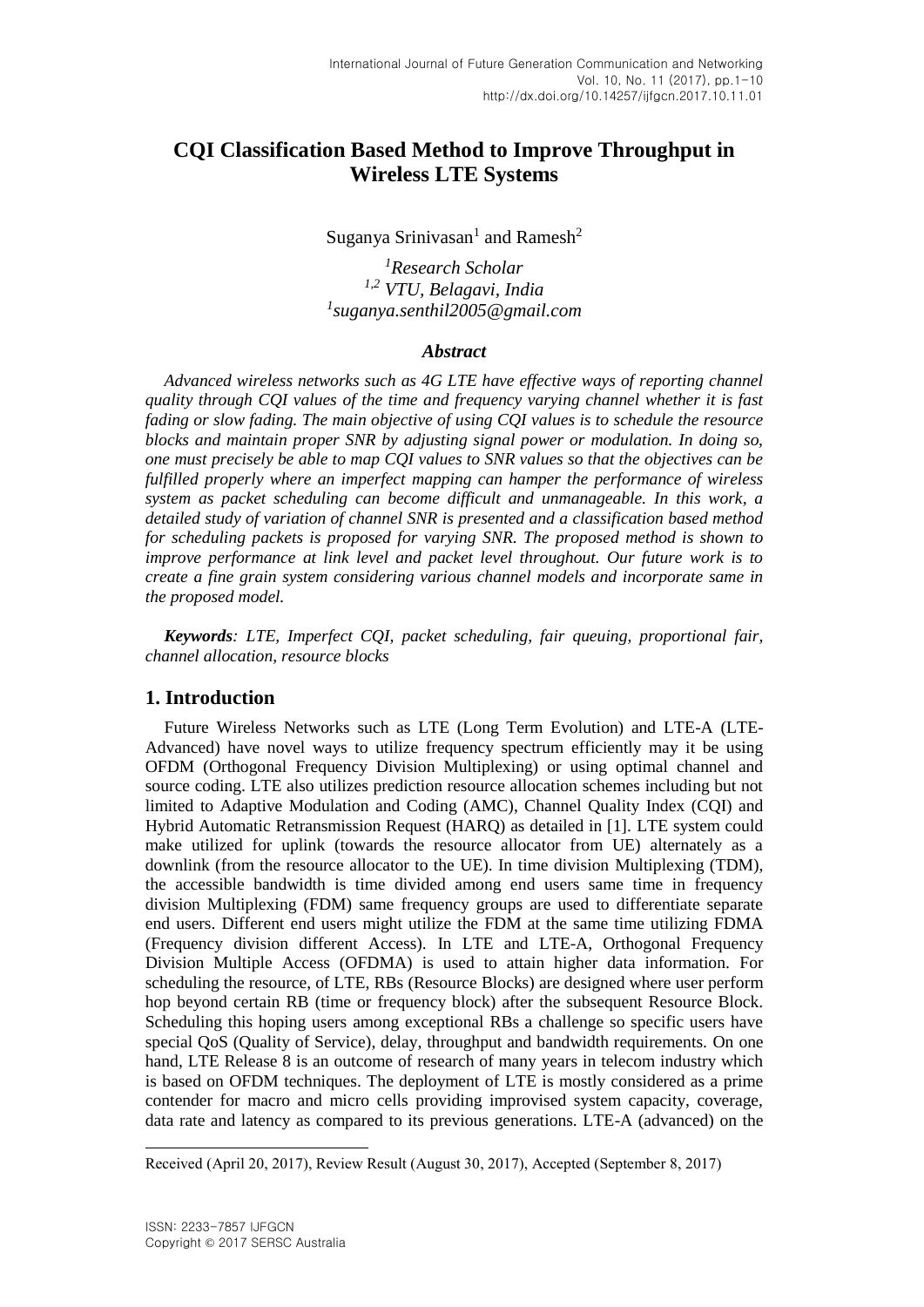# CQI Classification Based Method to Improve Throughput in Wireless LTE Systems

Suganya Srinivasan[1] and Ramesh[2]

*[1]Research Scholar*
*[1,2] VTU, Belagavi, India*
*[1]suganya.senthil2005@gmail.com*

### *Abstract*

*Advanced wireless networks such as 4G LTE have effective ways of reporting channel quality through CQI values of the time and frequency varying channel whether it is fast fading or slow fading. The main objective of using CQI values is to schedule the resource blocks and maintain proper SNR by adjusting signal power or modulation. In doing so, one must precisely be able to map CQI values to SNR values so that the objectives can be fulfilled properly where an imperfect mapping can hamper the performance of wireless system as packet scheduling can become difficult and unmanageable. In this work, a detailed study of variation of channel SNR is presented and a classification based method for scheduling packets is proposed for varying SNR. The proposed method is shown to improve performance at link level and packet level throughout. Our future work is to create a fine grain system considering various channel models and incorporate same in the proposed model.*

***Keywords****: LTE, Imperfect CQI, packet scheduling, fair queuing, proportional fair, channel allocation, resource blocks*

## 1. Introduction

Future Wireless Networks such as LTE (Long Term Evolution) and LTE-A (LTE-Advanced) have novel ways to utilize frequency spectrum efficiently may it be using OFDM (Orthogonal Frequency Division Multiplexing) or using optimal channel and source coding. LTE also utilizes prediction resource allocation schemes including but not limited to Adaptive Modulation and Coding (AMC), Channel Quality Index (CQI) and Hybrid Automatic Retransmission Request (HARQ) as detailed in [1]. LTE system could make utilized for uplink (towards the resource allocator from UE) alternately as a downlink (from the resource allocator to the UE). In time division Multiplexing (TDM), the accessible bandwidth is time divided among end users same time in frequency division Multiplexing (FDM) same frequency groups are used to differentiate separate end users. Different end users might utilize the FDM at the same time utilizing FDMA (Frequency division different Access). In LTE and LTE-A, Orthogonal Frequency Division Multiple Access (OFDMA) is used to attain higher data information. For scheduling the resource, of LTE, RBs (Resource Blocks) are designed where user perform hop beyond certain RB (time or frequency block) after the subsequent Resource Block. Scheduling this hoping users among exceptional RBs a challenge so specific users have special QoS (Quality of Service), delay, throughput and bandwidth requirements. On one hand, LTE Release 8 is an outcome of research of many years in telecom industry which is based on OFDM techniques. The deployment of LTE is mostly considered as a prime contender for macro and micro cells providing improvised system capacity, coverage, data rate and latency as compared to its previous generations. LTE-A (advanced) on the

---

Received (April 20, 2017), Review Result (August 30, 2017), Accepted (September 8, 2017)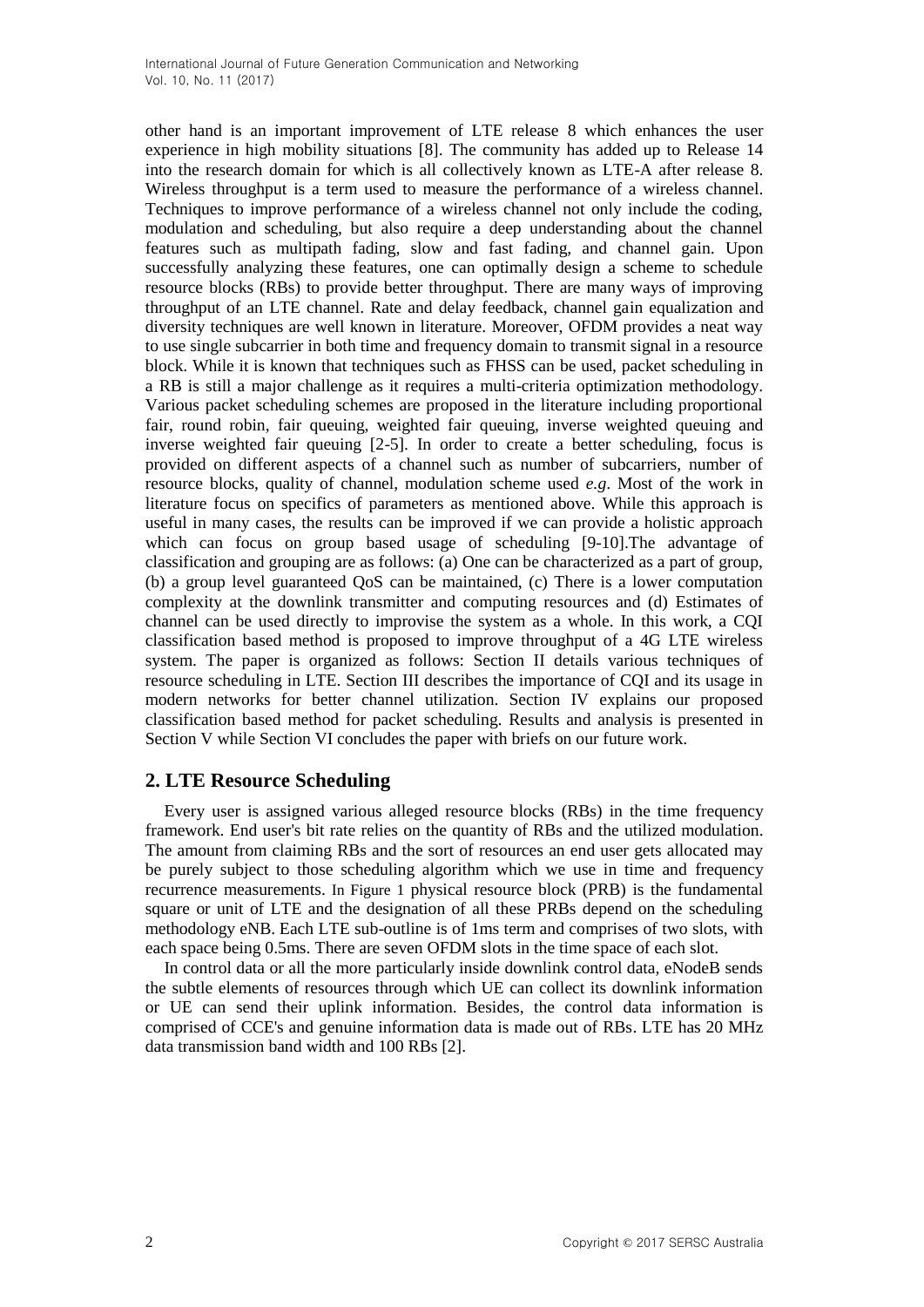other hand is an important improvement of LTE release 8 which enhances the user experience in high mobility situations [8]. The community has added up to Release 14 into the research domain for which is all collectively known as LTE-A after release 8. Wireless throughput is a term used to measure the performance of a wireless channel. Techniques to improve performance of a wireless channel not only include the coding, modulation and scheduling, but also require a deep understanding about the channel features such as multipath fading, slow and fast fading, and channel gain. Upon successfully analyzing these features, one can optimally design a scheme to schedule resource blocks (RBs) to provide better throughput. There are many ways of improving throughput of an LTE channel. Rate and delay feedback, channel gain equalization and diversity techniques are well known in literature. Moreover, OFDM provides a neat way to use single subcarrier in both time and frequency domain to transmit signal in a resource block. While it is known that techniques such as FHSS can be used, packet scheduling in a RB is still a major challenge as it requires a multi-criteria optimization methodology. Various packet scheduling schemes are proposed in the literature including proportional fair, round robin, fair queuing, weighted fair queuing, inverse weighted queuing and inverse weighted fair queuing [2-5]. In order to create a better scheduling, focus is provided on different aspects of a channel such as number of subcarriers, number of resource blocks, quality of channel, modulation scheme used *e.g*. Most of the work in literature focus on specifics of parameters as mentioned above. While this approach is useful in many cases, the results can be improved if we can provide a holistic approach which can focus on group based usage of scheduling [9-10].The advantage of classification and grouping are as follows: (a) One can be characterized as a part of group, (b) a group level guaranteed QoS can be maintained, (c) There is a lower computation complexity at the downlink transmitter and computing resources and (d) Estimates of channel can be used directly to improvise the system as a whole. In this work, a CQI classification based method is proposed to improve throughput of a 4G LTE wireless system. The paper is organized as follows: Section II details various techniques of resource scheduling in LTE. Section III describes the importance of CQI and its usage in modern networks for better channel utilization. Section IV explains our proposed classification based method for packet scheduling. Results and analysis is presented in Section V while Section VI concludes the paper with briefs on our future work.

## 2. LTE Resource Scheduling

Every user is assigned various alleged resource blocks (RBs) in the time frequency framework. End user's bit rate relies on the quantity of RBs and the utilized modulation. The amount from claiming RBs and the sort of resources an end user gets allocated may be purely subject to those scheduling algorithm which we use in time and frequency recurrence measurements. In Figure 1 physical resource block (PRB) is the fundamental square or unit of LTE and the designation of all these PRBs depend on the scheduling methodology eNB. Each LTE sub-outline is of 1ms term and comprises of two slots, with each space being 0.5ms. There are seven OFDM slots in the time space of each slot.

In control data or all the more particularly inside downlink control data, eNodeB sends the subtle elements of resources through which UE can collect its downlink information or UE can send their uplink information. Besides, the control data information is comprised of CCE's and genuine information data is made out of RBs. LTE has 20 MHz data transmission band width and 100 RBs [2].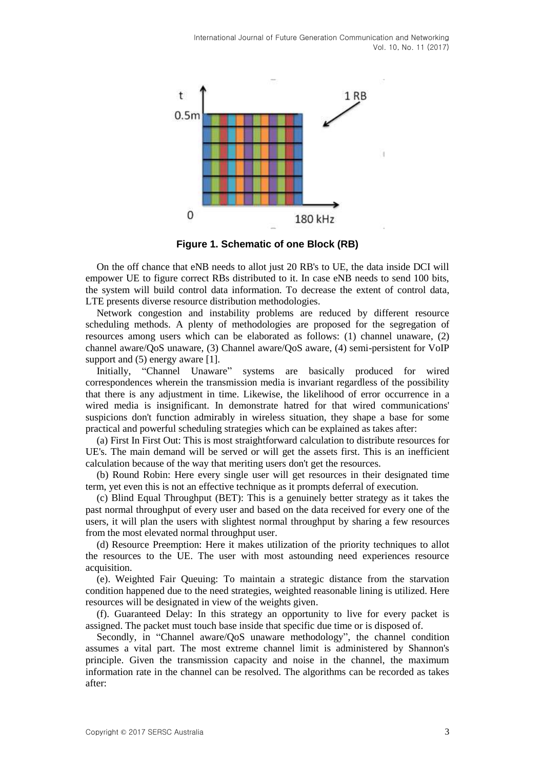**Figure 1. Schematic of one Block (RB)**

On the off chance that eNB needs to allot just 20 RB's to UE, the data inside DCI will empower UE to figure correct RBs distributed to it. In case eNB needs to send 100 bits, the system will build control data information. To decrease the extent of control data, LTE presents diverse resource distribution methodologies.

Network congestion and instability problems are reduced by different resource scheduling methods. A plenty of methodologies are proposed for the segregation of resources among users which can be elaborated as follows: (1) channel unaware, (2) channel aware/QoS unaware, (3) Channel aware/QoS aware, (4) semi-persistent for VoIP support and (5) energy aware [1].

Initially, "Channel Unaware" systems are basically produced for wired correspondences wherein the transmission media is invariant regardless of the possibility that there is any adjustment in time. Likewise, the likelihood of error occurrence in a wired media is insignificant. In demonstrate hatred for that wired communications' suspicions don't function admirably in wireless situation, they shape a base for some practical and powerful scheduling strategies which can be explained as takes after:

(a) First In First Out: This is most straightforward calculation to distribute resources for UE's. The main demand will be served or will get the assets first. This is an inefficient calculation because of the way that meriting users don't get the resources.

(b) Round Robin: Here every single user will get resources in their designated time term, yet even this is not an effective technique as it prompts deferral of execution.

(c) Blind Equal Throughput (BET): This is a genuinely better strategy as it takes the past normal throughput of every user and based on the data received for every one of the users, it will plan the users with slightest normal throughput by sharing a few resources from the most elevated normal throughput user.

(d) Resource Preemption: Here it makes utilization of the priority techniques to allot the resources to the UE. The user with most astounding need experiences resource acquisition.

(e). Weighted Fair Queuing: To maintain a strategic distance from the starvation condition happened due to the need strategies, weighted reasonable lining is utilized. Here resources will be designated in view of the weights given.

(f). Guaranteed Delay: In this strategy an opportunity to live for every packet is assigned. The packet must touch base inside that specific due time or is disposed of.

Secondly, in "Channel aware/QoS unaware methodology", the channel condition assumes a vital part. The most extreme channel limit is administered by Shannon's principle. Given the transmission capacity and noise in the channel, the maximum information rate in the channel can be resolved. The algorithms can be recorded as takes after: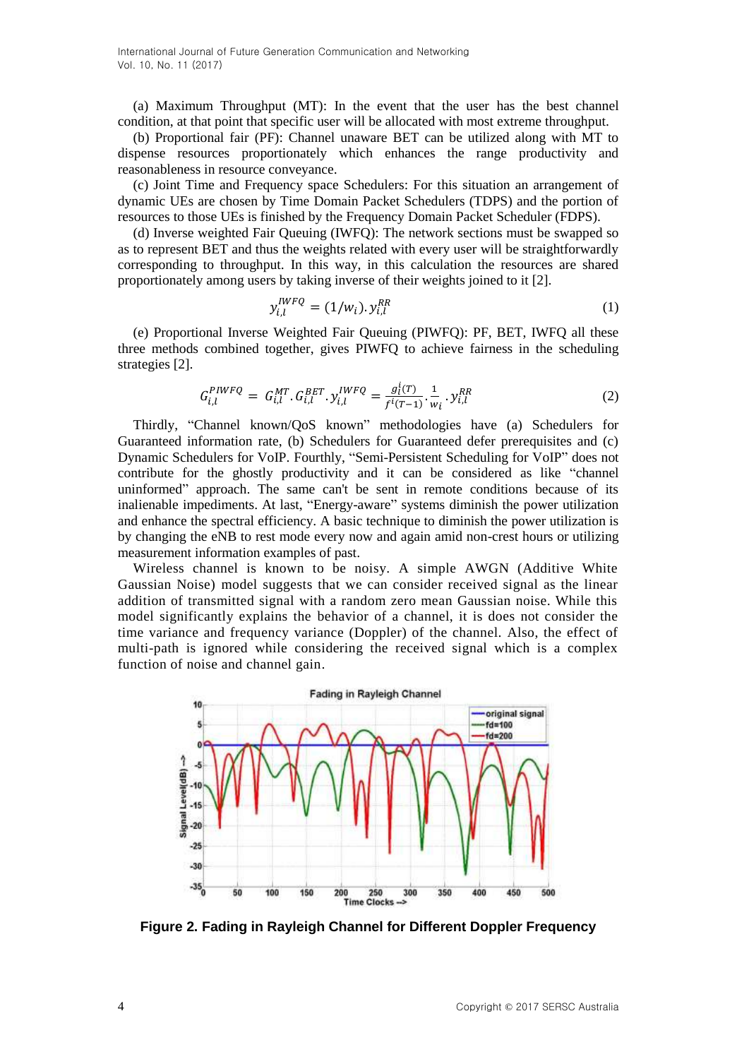(a) Maximum Throughput (MT): In the event that the user has the best channel condition, at that point that specific user will be allocated with most extreme throughput.

(b) Proportional fair (PF): Channel unaware BET can be utilized along with MT to dispense resources proportionately which enhances the range productivity and reasonableness in resource conveyance.

(c) Joint Time and Frequency space Schedulers: For this situation an arrangement of dynamic UEs are chosen by Time Domain Packet Schedulers (TDPS) and the portion of resources to those UEs is finished by the Frequency Domain Packet Scheduler (FDPS).

(d) Inverse weighted Fair Queuing (IWFQ): The network sections must be swapped so as to represent BET and thus the weights related with every user will be straightforwardly corresponding to throughput. In this way, in this calculation the resources are shared proportionately among users by taking inverse of their weights joined to it [2].

$$y_{i,l}^{IWFQ} = (1/w_i).y_{i,l}^{RR} \tag{1}$$

(e) Proportional Inverse Weighted Fair Queuing (PIWFQ): PF, BET, IWFQ all these three methods combined together, gives PIWFQ to achieve fairness in the scheduling strategies [2].

$$G_{i,l}^{PIWFQ} = G_{i,l}^{MT}.G_{i,l}^{BET}.y_{i,l}^{IWFQ} = \frac{g_l^i(T)}{f^i(T-1)}.\frac{1}{w_i}.y_{i,l}^{RR} \tag{2}$$

Thirdly, "Channel known/QoS known" methodologies have (a) Schedulers for Guaranteed information rate, (b) Schedulers for Guaranteed defer prerequisites and (c) Dynamic Schedulers for VoIP. Fourthly, "Semi-Persistent Scheduling for VoIP" does not contribute for the ghostly productivity and it can be considered as like "channel uninformed" approach. The same can't be sent in remote conditions because of its inalienable impediments. At last, "Energy-aware" systems diminish the power utilization and enhance the spectral efficiency. A basic technique to diminish the power utilization is by changing the eNB to rest mode every now and again amid non-crest hours or utilizing measurement information examples of past.

Wireless channel is known to be noisy. A simple AWGN (Additive White Gaussian Noise) model suggests that we can consider received signal as the linear addition of transmitted signal with a random zero mean Gaussian noise. While this model significantly explains the behavior of a channel, it is does not consider the time variance and frequency variance (Doppler) of the channel. Also, the effect of multi-path is ignored while considering the received signal which is a complex function of noise and channel gain.

**Figure 2. Fading in Rayleigh Channel for Different Doppler Frequency**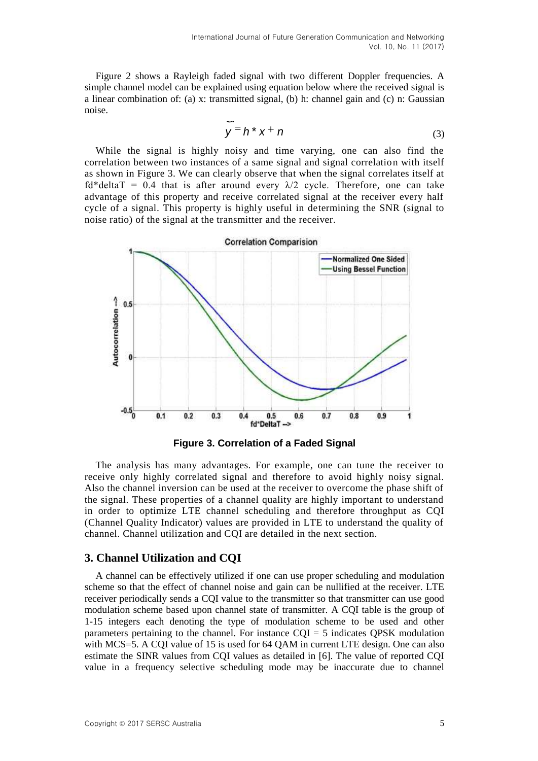Figure 2 shows a Rayleigh faded signal with two different Doppler frequencies. A simple channel model can be explained using equation below where the received signal is a linear combination of: (a) x: transmitted signal, (b) h: channel gain and (c) n: Gaussian noise.

$$\tilde{y} = h * x + n \tag{3}$$

While the signal is highly noisy and time varying, one can also find the correlation between two instances of a same signal and signal correlation with itself as shown in Figure 3. We can clearly observe that when the signal correlates itself at fd*deltaT = 0.4 that is after around every $\lambda/2$ cycle. Therefore, one can take advantage of this property and receive correlated signal at the receiver every half cycle of a signal. This property is highly useful in determining the SNR (signal to noise ratio) of the signal at the transmitter and the receiver.

**Figure 3. Correlation of a Faded Signal**

The analysis has many advantages. For example, one can tune the receiver to receive only highly correlated signal and therefore to avoid highly noisy signal. Also the channel inversion can be used at the receiver to overcome the phase shift of the signal. These properties of a channel quality are highly important to understand in order to optimize LTE channel scheduling and therefore throughput as CQI (Channel Quality Indicator) values are provided in LTE to understand the quality of channel. Channel utilization and CQI are detailed in the next section.

## 3. Channel Utilization and CQI

A channel can be effectively utilized if one can use proper scheduling and modulation scheme so that the effect of channel noise and gain can be nullified at the receiver. LTE receiver periodically sends a CQI value to the transmitter so that transmitter can use good modulation scheme based upon channel state of transmitter. A CQI table is the group of 1-15 integers each denoting the type of modulation scheme to be used and other parameters pertaining to the channel. For instance CQI = 5 indicates QPSK modulation with MCS=5. A CQI value of 15 is used for 64 QAM in current LTE design. One can also estimate the SINR values from CQI values as detailed in [6]. The value of reported CQI value in a frequency selective scheduling mode may be inaccurate due to channel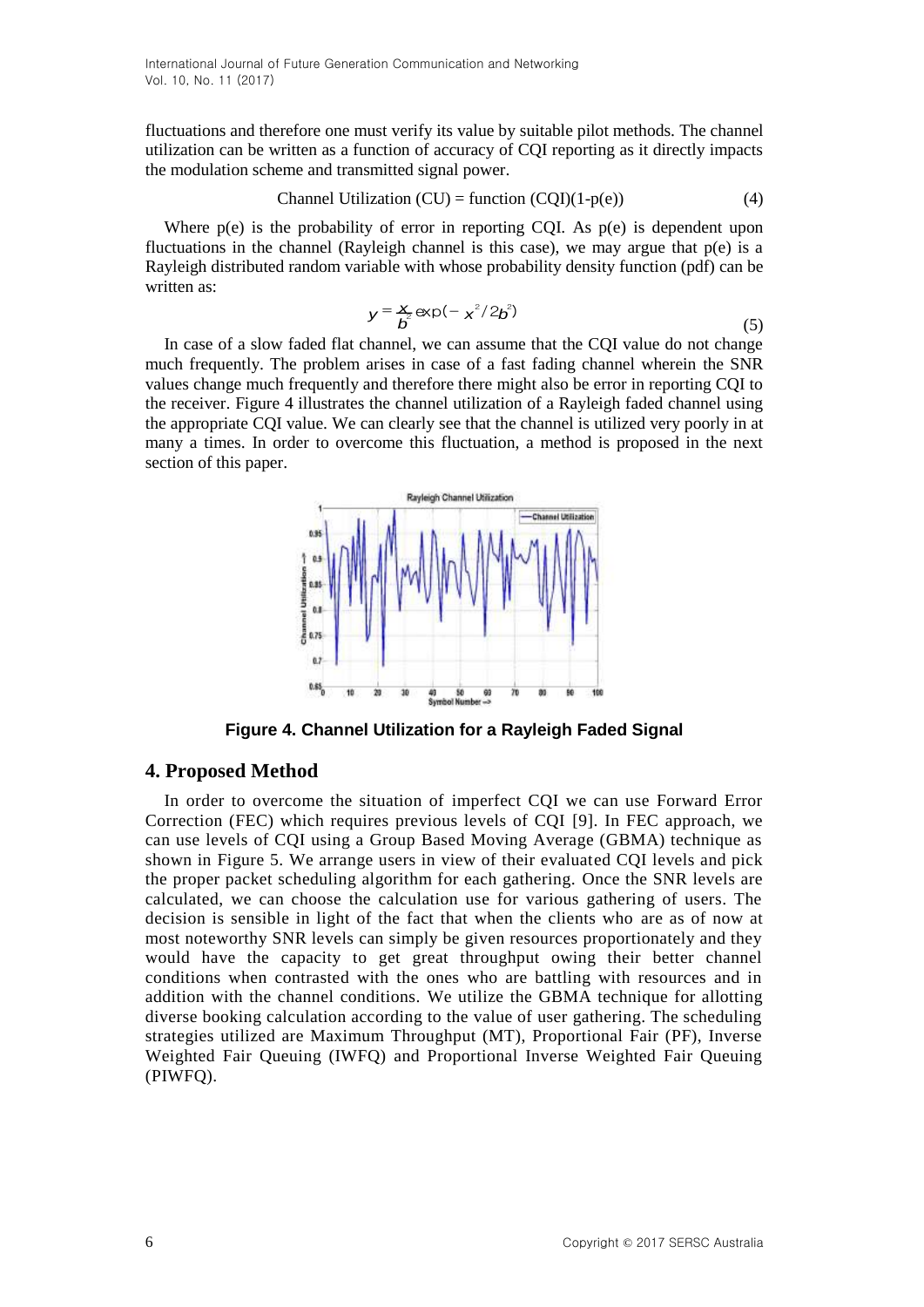fluctuations and therefore one must verify its value by suitable pilot methods. The channel utilization can be written as a function of accuracy of CQI reporting as it directly impacts the modulation scheme and transmitted signal power.

$$\text{Channel Utilization (CU)} = \text{function (CQI)}(1\text{-}p(e)) \tag{4}$$

Where p(e) is the probability of error in reporting CQI. As p(e) is dependent upon fluctuations in the channel (Rayleigh channel is this case), we may argue that p(e) is a Rayleigh distributed random variable with whose probability density function (pdf) can be written as:

$$y = \frac{x}{b^2}\exp(-x^2/2b^2) \tag{5}$$

In case of a slow faded flat channel, we can assume that the CQI value do not change much frequently. The problem arises in case of a fast fading channel wherein the SNR values change much frequently and therefore there might also be error in reporting CQI to the receiver. Figure 4 illustrates the channel utilization of a Rayleigh faded channel using the appropriate CQI value. We can clearly see that the channel is utilized very poorly in at many a times. In order to overcome this fluctuation, a method is proposed in the next section of this paper.

**Figure 4. Channel Utilization for a Rayleigh Faded Signal**

## 4. Proposed Method

In order to overcome the situation of imperfect CQI we can use Forward Error Correction (FEC) which requires previous levels of CQI [9]. In FEC approach, we can use levels of CQI using a Group Based Moving Average (GBMA) technique as shown in Figure 5. We arrange users in view of their evaluated CQI levels and pick the proper packet scheduling algorithm for each gathering. Once the SNR levels are calculated, we can choose the calculation use for various gathering of users. The decision is sensible in light of the fact that when the clients who are as of now at most noteworthy SNR levels can simply be given resources proportionately and they would have the capacity to get great throughput owing their better channel conditions when contrasted with the ones who are battling with resources and in addition with the channel conditions. We utilize the GBMA technique for allotting diverse booking calculation according to the value of user gathering. The scheduling strategies utilized are Maximum Throughput (MT), Proportional Fair (PF), Inverse Weighted Fair Queuing (IWFQ) and Proportional Inverse Weighted Fair Queuing (PIWFQ).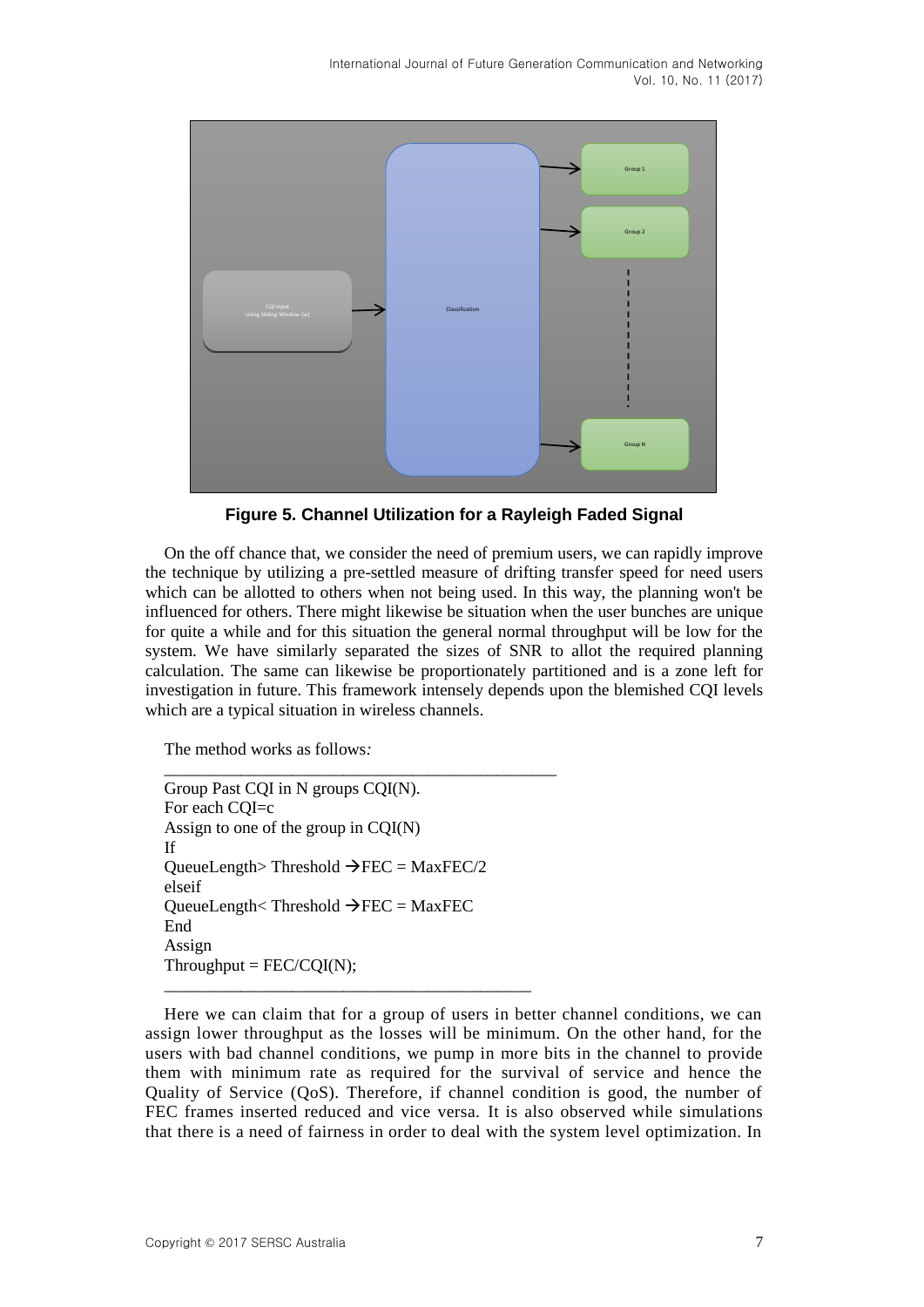Figure 5. Channel Utilization for a Rayleigh Faded Signal

On the off chance that, we consider the need of premium users, we can rapidly improve the technique by utilizing a pre-settled measure of drifting transfer speed for need users which can be allotted to others when not being used. In this way, the planning won't be influenced for others. There might likewise be situation when the user bunches are unique for quite a while and for this situation the general normal throughput will be low for the system. We have similarly separated the sizes of SNR to allot the required planning calculation. The same can likewise be proportionately partitioned and is a zone left for investigation in future. This framework intensely depends upon the blemished CQI levels which are a typical situation in wireless channels.

The method works as follows:

```
Group Past CQI in N groups CQI(N).
For each CQI=c
Assign to one of the group in CQI(N)
If
QueueLength> Threshold →FEC = MaxFEC/2
elseif
QueueLength< Threshold →FEC = MaxFEC
End
Assign
Throughput = FEC/CQI(N);
```

Here we can claim that for a group of users in better channel conditions, we can assign lower throughput as the losses will be minimum. On the other hand, for the users with bad channel conditions, we pump in more bits in the channel to provide them with minimum rate as required for the survival of service and hence the Quality of Service (QoS). Therefore, if channel condition is good, the number of FEC frames inserted reduced and vice versa. It is also observed while simulations that there is a need of fairness in order to deal with the system level optimization. In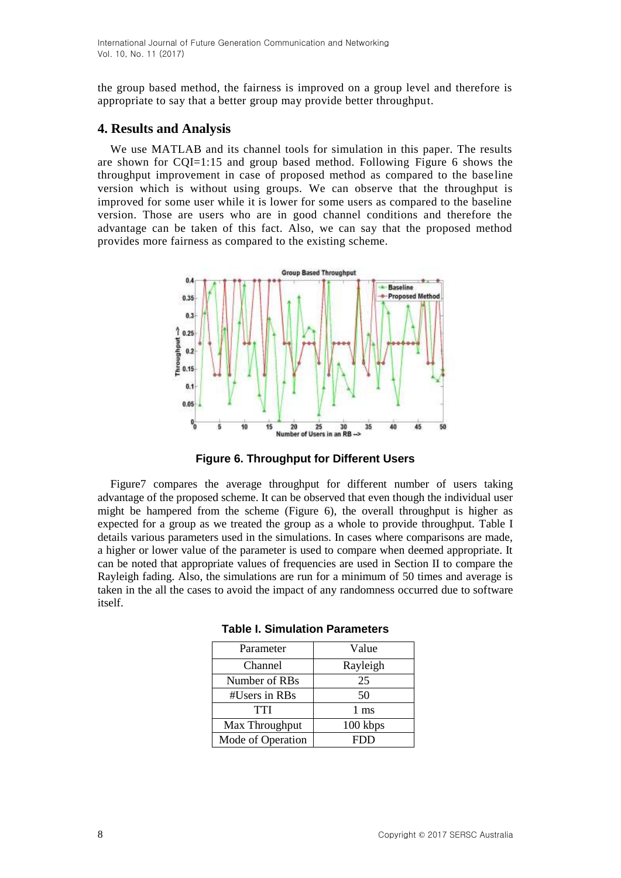the group based method, the fairness is improved on a group level and therefore is appropriate to say that a better group may provide better throughput.

## 4. Results and Analysis

We use MATLAB and its channel tools for simulation in this paper. The results are shown for CQI=1:15 and group based method. Following Figure 6 shows the throughput improvement in case of proposed method as compared to the baseline version which is without using groups. We can observe that the throughput is improved for some user while it is lower for some users as compared to the baseline version. Those are users who are in good channel conditions and therefore the advantage can be taken of this fact. Also, we can say that the proposed method provides more fairness as compared to the existing scheme.

**Figure 6. Throughput for Different Users**

Figure7 compares the average throughput for different number of users taking advantage of the proposed scheme. It can be observed that even though the individual user might be hampered from the scheme (Figure 6), the overall throughput is higher as expected for a group as we treated the group as a whole to provide throughput. Table I details various parameters used in the simulations. In cases where comparisons are made, a higher or lower value of the parameter is used to compare when deemed appropriate. It can be noted that appropriate values of frequencies are used in Section II to compare the Rayleigh fading. Also, the simulations are run for a minimum of 50 times and average is taken in the all the cases to avoid the impact of any randomness occurred due to software itself.

**Table I. Simulation Parameters**

| Parameter | Value |
|---|---|
| Channel | Rayleigh |
| Number of RBs | 25 |
| #Users in RBs | 50 |
| TTI | 1 ms |
| Max Throughput | 100 kbps |
| Mode of Operation | FDD |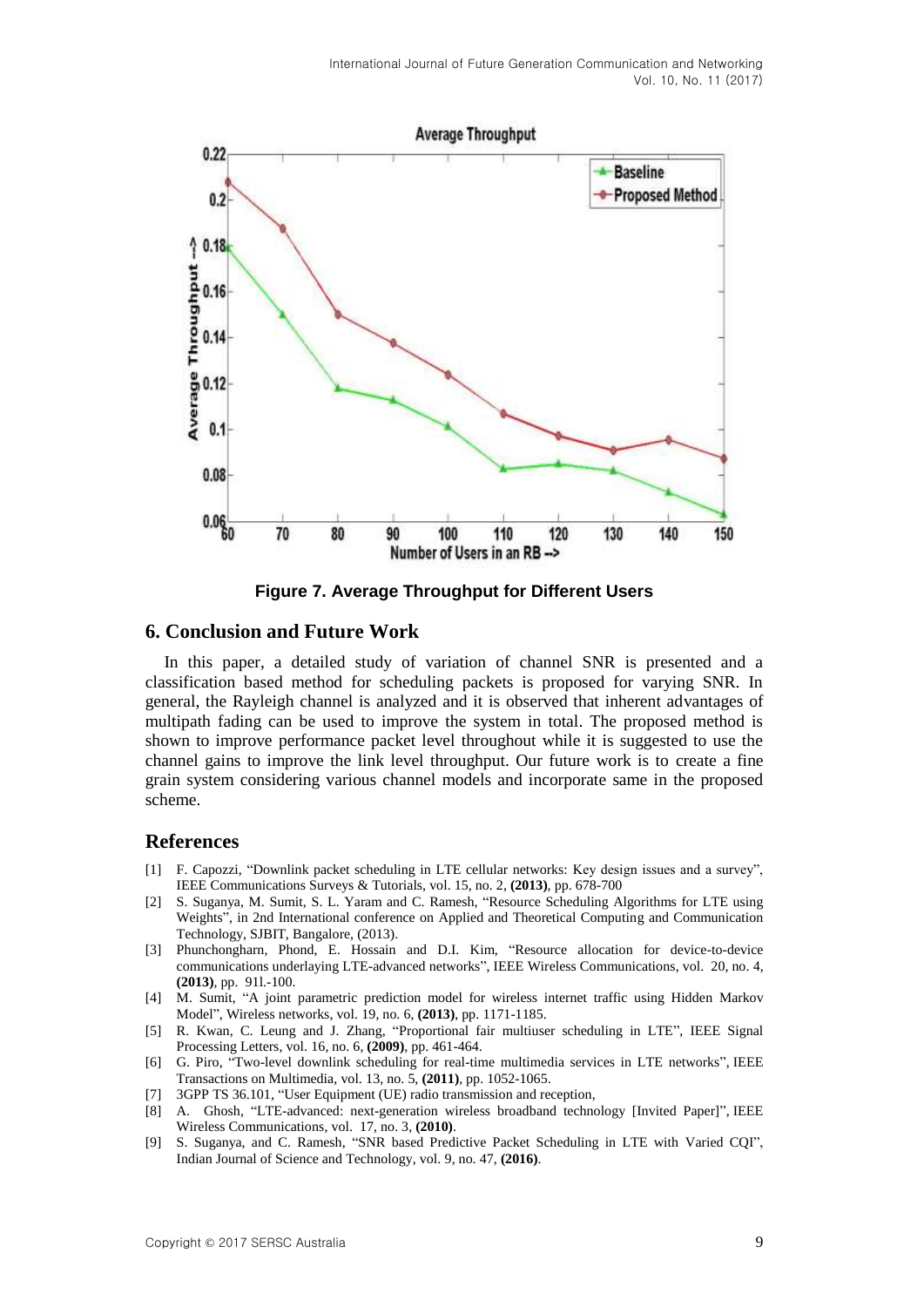Figure 7. Average Throughput for Different Users

## 6. Conclusion and Future Work

In this paper, a detailed study of variation of channel SNR is presented and a classification based method for scheduling packets is proposed for varying SNR. In general, the Rayleigh channel is analyzed and it is observed that inherent advantages of multipath fading can be used to improve the system in total. The proposed method is shown to improve performance packet level throughout while it is suggested to use the channel gains to improve the link level throughput. Our future work is to create a fine grain system considering various channel models and incorporate same in the proposed scheme.

## References

[1] F. Capozzi, "Downlink packet scheduling in LTE cellular networks: Key design issues and a survey", IEEE Communications Surveys & Tutorials, vol. 15, no. 2, **(2013)**, pp. 678-700

[2] S. Suganya, M. Sumit, S. L. Yaram and C. Ramesh, "Resource Scheduling Algorithms for LTE using Weights", in 2nd International conference on Applied and Theoretical Computing and Communication Technology, SJBIT, Bangalore, (2013).

[3] Phunchongharn, Phond, E. Hossain and D.I. Kim, "Resource allocation for device-to-device communications underlaying LTE-advanced networks", IEEE Wireless Communications, vol. 20, no. 4, **(2013)**, pp. 91l.-100.

[4] M. Sumit, "A joint parametric prediction model for wireless internet traffic using Hidden Markov Model", Wireless networks, vol. 19, no. 6, **(2013)**, pp. 1171-1185.

[5] R. Kwan, C. Leung and J. Zhang, "Proportional fair multiuser scheduling in LTE", IEEE Signal Processing Letters, vol. 16, no. 6, **(2009)**, pp. 461-464.

[6] G. Piro, "Two-level downlink scheduling for real-time multimedia services in LTE networks", IEEE Transactions on Multimedia, vol. 13, no. 5, **(2011)**, pp. 1052-1065.

[7] 3GPP TS 36.101, "User Equipment (UE) radio transmission and reception,

[8] A. Ghosh, "LTE-advanced: next-generation wireless broadband technology [Invited Paper]", IEEE Wireless Communications, vol. 17, no. 3, **(2010)**.

[9] S. Suganya, and C. Ramesh, "SNR based Predictive Packet Scheduling in LTE with Varied CQI", Indian Journal of Science and Technology, vol. 9, no. 47, **(2016)**.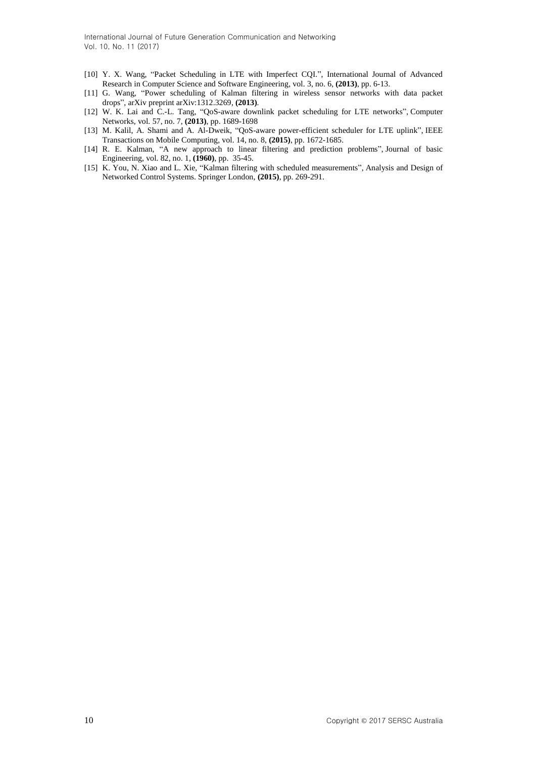[10] Y. X. Wang, "Packet Scheduling in LTE with Imperfect CQI.", International Journal of Advanced Research in Computer Science and Software Engineering, vol. 3, no. 6, **(2013)**, pp. 6-13.

[11] G. Wang, "Power scheduling of Kalman filtering in wireless sensor networks with data packet drops", arXiv preprint arXiv:1312.3269, **(2013)**.

[12] W. K. Lai and C.-L. Tang, "QoS-aware downlink packet scheduling for LTE networks", Computer Networks, vol. 57, no. 7, **(2013)**, pp. 1689-1698

[13] M. Kalil, A. Shami and A. Al-Dweik, "QoS-aware power-efficient scheduler for LTE uplink", IEEE Transactions on Mobile Computing, vol. 14, no. 8, **(2015)**, pp. 1672-1685.

[14] R. E. Kalman, "A new approach to linear filtering and prediction problems", Journal of basic Engineering, vol. 82, no. 1, **(1960)**, pp. 35-45.

[15] K. You, N. Xiao and L. Xie, "Kalman filtering with scheduled measurements", Analysis and Design of Networked Control Systems. Springer London, **(2015)**, pp. 269-291.